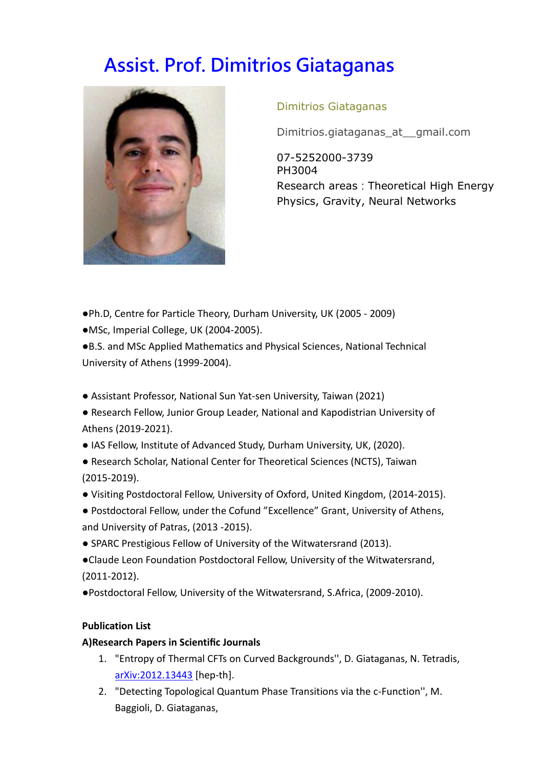# Assist. Prof. Dimitrios Giataganas

Dimitrios Giataganas

Dimitrios.giataganas_at__gmail.com

07-5252000-3739
PH3004
Research areas : Theoretical High Energy Physics, Gravity, Neural Networks

●Ph.D, Centre for Particle Theory, Durham University, UK (2005 - 2009)

●MSc, Imperial College, UK (2004-2005).

●B.S. and MSc Applied Mathematics and Physical Sciences, National Technical University of Athens (1999-2004).

● Assistant Professor, National Sun Yat-sen University, Taiwan (2021)

● Research Fellow, Junior Group Leader, National and Kapodistrian University of Athens (2019-2021).

● IAS Fellow, Institute of Advanced Study, Durham University, UK, (2020).

● Research Scholar, National Center for Theoretical Sciences (NCTS), Taiwan (2015-2019).

● Visiting Postdoctoral Fellow, University of Oxford, United Kingdom, (2014-2015).

● Postdoctoral Fellow, under the Cofund "Excellence" Grant, University of Athens, and University of Patras, (2013 -2015).

● SPARC Prestigious Fellow of University of the Witwatersrand (2013).

●Claude Leon Foundation Postdoctoral Fellow, University of the Witwatersrand, (2011-2012).

●Postdoctoral Fellow, University of the Witwatersrand, S.Africa, (2009-2010).

**Publication List**

**A)Research Papers in Scientific Journals**

1. "Entropy of Thermal CFTs on Curved Backgrounds'', D. Giataganas, N. Tetradis, arXiv:2012.13443 [hep-th].
2. "Detecting Topological Quantum Phase Transitions via the c-Function'', M. Baggioli, D. Giataganas,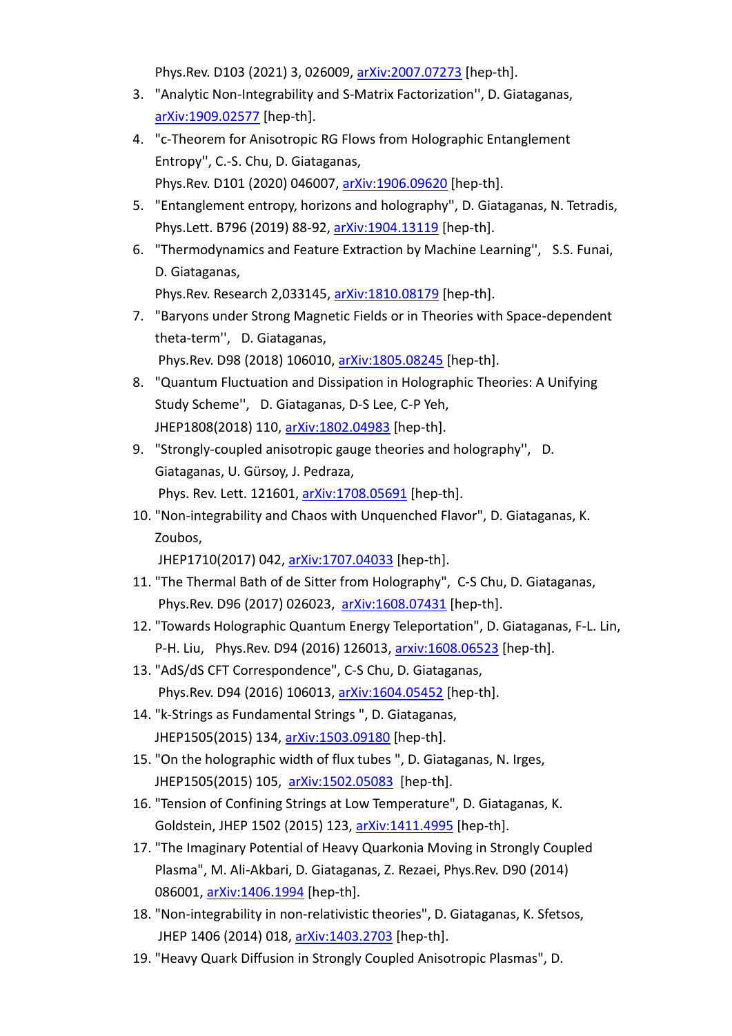Phys.Rev. D103 (2021) 3, 026009, arXiv:2007.07273 [hep-th].

3. "Analytic Non-Integrability and S-Matrix Factorization'', D. Giataganas, arXiv:1909.02577 [hep-th].
4. "c-Theorem for Anisotropic RG Flows from Holographic Entanglement Entropy'', C.-S. Chu, D. Giataganas, Phys.Rev. D101 (2020) 046007, arXiv:1906.09620 [hep-th].
5. "Entanglement entropy, horizons and holography'', D. Giataganas, N. Tetradis, Phys.Lett. B796 (2019) 88-92, arXiv:1904.13119 [hep-th].
6. "Thermodynamics and Feature Extraction by Machine Learning'', S.S. Funai, D. Giataganas, Phys.Rev. Research 2,033145, arXiv:1810.08179 [hep-th].
7. "Baryons under Strong Magnetic Fields or in Theories with Space-dependent theta-term'', D. Giataganas, Phys.Rev. D98 (2018) 106010, arXiv:1805.08245 [hep-th].
8. "Quantum Fluctuation and Dissipation in Holographic Theories: A Unifying Study Scheme'', D. Giataganas, D-S Lee, C-P Yeh, JHEP1808(2018) 110, arXiv:1802.04983 [hep-th].
9. "Strongly-coupled anisotropic gauge theories and holography'', D. Giataganas, U. Gürsoy, J. Pedraza, Phys. Rev. Lett. 121601, arXiv:1708.05691 [hep-th].
10. "Non-integrability and Chaos with Unquenched Flavor", D. Giataganas, K. Zoubos, JHEP1710(2017) 042, arXiv:1707.04033 [hep-th].
11. "The Thermal Bath of de Sitter from Holography", C-S Chu, D. Giataganas, Phys.Rev. D96 (2017) 026023, arXiv:1608.07431 [hep-th].
12. "Towards Holographic Quantum Energy Teleportation", D. Giataganas, F-L. Lin, P-H. Liu, Phys.Rev. D94 (2016) 126013, arxiv:1608.06523 [hep-th].
13. "AdS/dS CFT Correspondence", C-S Chu, D. Giataganas, Phys.Rev. D94 (2016) 106013, arXiv:1604.05452 [hep-th].
14. "k-Strings as Fundamental Strings ", D. Giataganas, JHEP1505(2015) 134, arXiv:1503.09180 [hep-th].
15. "On the holographic width of flux tubes ", D. Giataganas, N. Irges, JHEP1505(2015) 105, arXiv:1502.05083 [hep-th].
16. "Tension of Confining Strings at Low Temperature", D. Giataganas, K. Goldstein, JHEP 1502 (2015) 123, arXiv:1411.4995 [hep-th].
17. "The Imaginary Potential of Heavy Quarkonia Moving in Strongly Coupled Plasma", M. Ali-Akbari, D. Giataganas, Z. Rezaei, Phys.Rev. D90 (2014) 086001, arXiv:1406.1994 [hep-th].
18. "Non-integrability in non-relativistic theories", D. Giataganas, K. Sfetsos, JHEP 1406 (2014) 018, arXiv:1403.2703 [hep-th].
19. "Heavy Quark Diffusion in Strongly Coupled Anisotropic Plasmas", D.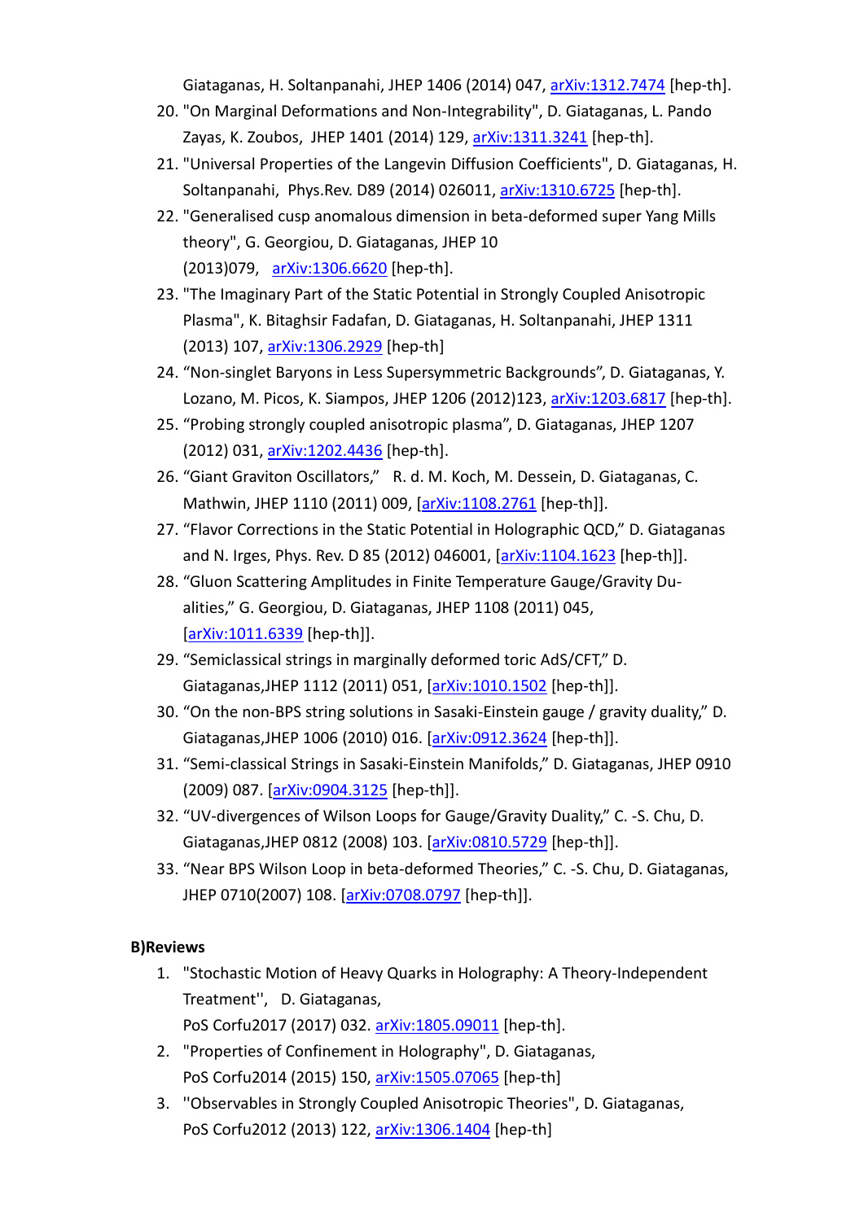Giataganas, H. Soltanpanahi, JHEP 1406 (2014) 047, arXiv:1312.7474 [hep-th].

20. "On Marginal Deformations and Non-Integrability", D. Giataganas, L. Pando Zayas, K. Zoubos, JHEP 1401 (2014) 129, arXiv:1311.3241 [hep-th].
21. "Universal Properties of the Langevin Diffusion Coefficients", D. Giataganas, H. Soltanpanahi, Phys.Rev. D89 (2014) 026011, arXiv:1310.6725 [hep-th].
22. "Generalised cusp anomalous dimension in beta-deformed super Yang Mills theory", G. Georgiou, D. Giataganas, JHEP 10 (2013)079, arXiv:1306.6620 [hep-th].
23. "The Imaginary Part of the Static Potential in Strongly Coupled Anisotropic Plasma", K. Bitaghsir Fadafan, D. Giataganas, H. Soltanpanahi, JHEP 1311 (2013) 107, arXiv:1306.2929 [hep-th]
24. "Non-singlet Baryons in Less Supersymmetric Backgrounds", D. Giataganas, Y. Lozano, M. Picos, K. Siampos, JHEP 1206 (2012)123, arXiv:1203.6817 [hep-th].
25. "Probing strongly coupled anisotropic plasma", D. Giataganas, JHEP 1207 (2012) 031, arXiv:1202.4436 [hep-th].
26. "Giant Graviton Oscillators," R. d. M. Koch, M. Dessein, D. Giataganas, C. Mathwin, JHEP 1110 (2011) 009, [arXiv:1108.2761 [hep-th]].
27. "Flavor Corrections in the Static Potential in Holographic QCD," D. Giataganas and N. Irges, Phys. Rev. D 85 (2012) 046001, [arXiv:1104.1623 [hep-th]].
28. "Gluon Scattering Amplitudes in Finite Temperature Gauge/Gravity Dualities," G. Georgiou, D. Giataganas, JHEP 1108 (2011) 045, [arXiv:1011.6339 [hep-th]].
29. "Semiclassical strings in marginally deformed toric AdS/CFT," D. Giataganas,JHEP 1112 (2011) 051, [arXiv:1010.1502 [hep-th]].
30. "On the non-BPS string solutions in Sasaki-Einstein gauge / gravity duality," D. Giataganas,JHEP 1006 (2010) 016. [arXiv:0912.3624 [hep-th]].
31. "Semi-classical Strings in Sasaki-Einstein Manifolds," D. Giataganas, JHEP 0910 (2009) 087. [arXiv:0904.3125 [hep-th]].
32. "UV-divergences of Wilson Loops for Gauge/Gravity Duality," C. -S. Chu, D. Giataganas,JHEP 0812 (2008) 103. [arXiv:0810.5729 [hep-th]].
33. "Near BPS Wilson Loop in beta-deformed Theories," C. -S. Chu, D. Giataganas, JHEP 0710(2007) 108. [arXiv:0708.0797 [hep-th]].

**B)Reviews**

1. "Stochastic Motion of Heavy Quarks in Holography: A Theory-Independent Treatment'', D. Giataganas, PoS Corfu2017 (2017) 032. arXiv:1805.09011 [hep-th].
2. "Properties of Confinement in Holography", D. Giataganas, PoS Corfu2014 (2015) 150, arXiv:1505.07065 [hep-th]
3. ''Observables in Strongly Coupled Anisotropic Theories", D. Giataganas, PoS Corfu2012 (2013) 122, arXiv:1306.1404 [hep-th]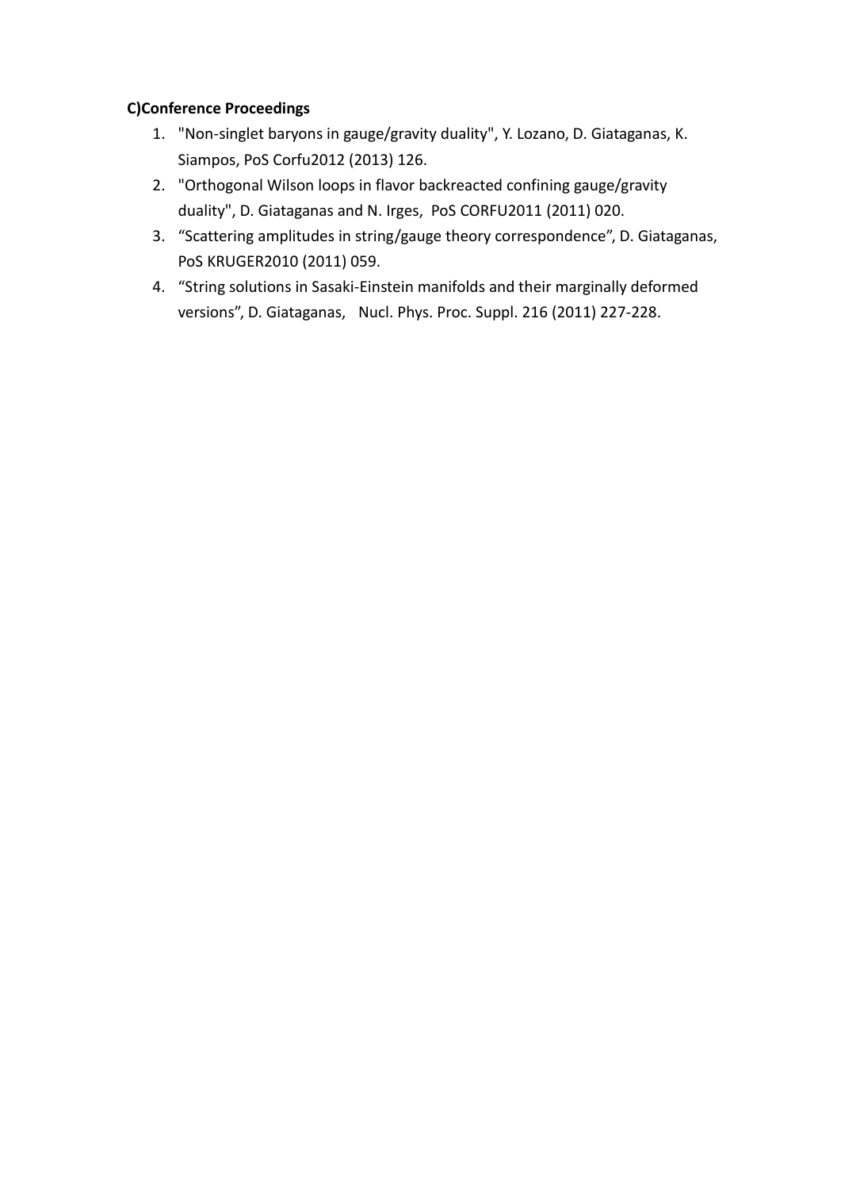**C)Conference Proceedings**

1. "Non-singlet baryons in gauge/gravity duality", Y. Lozano, D. Giataganas, K. Siampos, PoS Corfu2012 (2013) 126.
2. "Orthogonal Wilson loops in flavor backreacted confining gauge/gravity duality", D. Giataganas and N. Irges, PoS CORFU2011 (2011) 020.
3. "Scattering amplitudes in string/gauge theory correspondence", D. Giataganas, PoS KRUGER2010 (2011) 059.
4. "String solutions in Sasaki-Einstein manifolds and their marginally deformed versions", D. Giataganas, Nucl. Phys. Proc. Suppl. 216 (2011) 227-228.